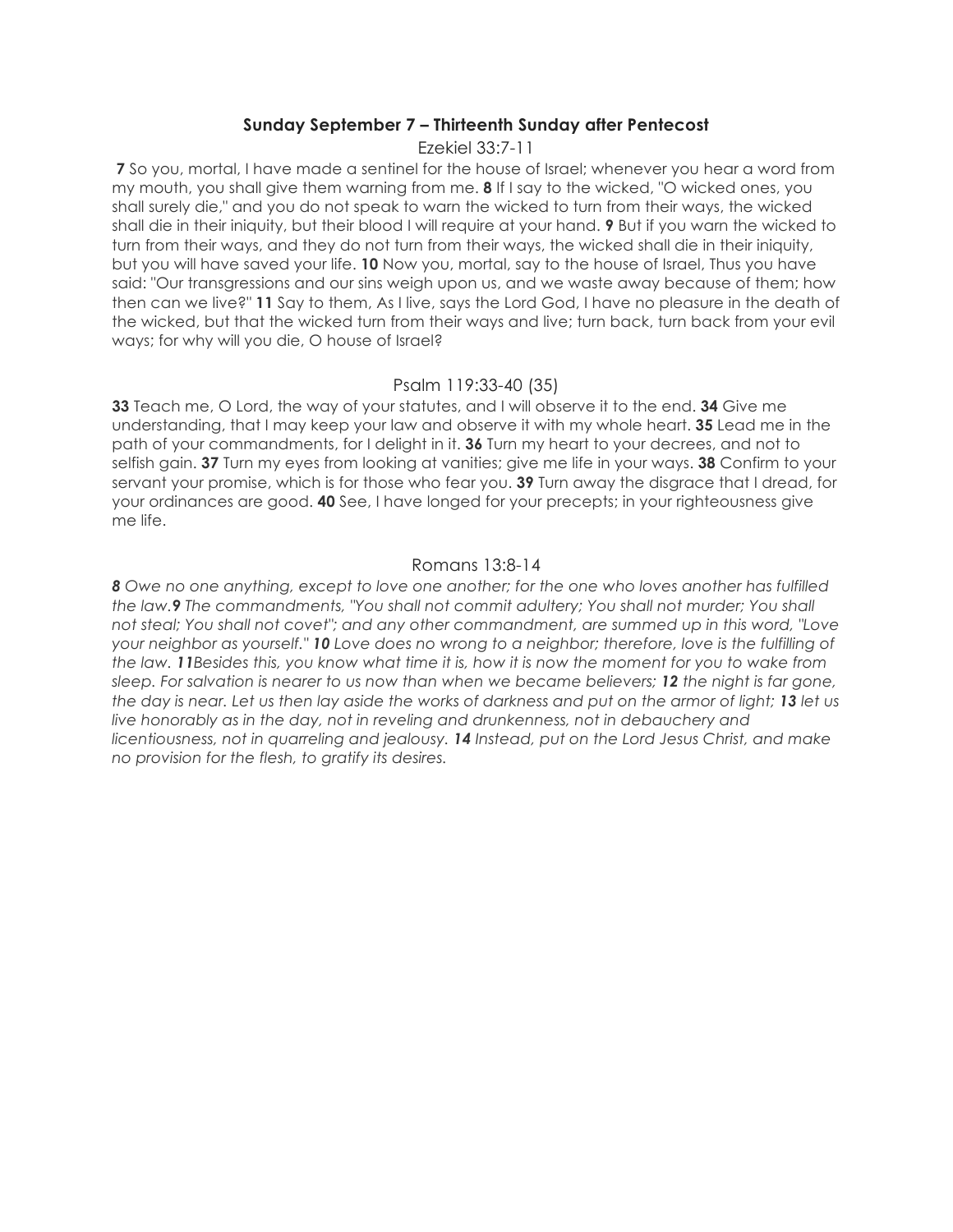## Sunday September 7 – Thirteenth Sunday after Pentecost

### Ezekiel 33:7-11

**7** So you, mortal, I have made a sentinel for the house of Israel; whenever you hear a word from my mouth, you shall give them warning from me. **8** If I say to the wicked, "O wicked ones, you shall surely die," and you do not speak to warn the wicked to turn from their ways, the wicked shall die in their iniquity, but their blood I will require at your hand. **9** But if you warn the wicked to turn from their ways, and they do not turn from their ways, the wicked shall die in their iniquity, but you will have saved your life. **10** Now you, mortal, say to the house of Israel, Thus you have said: "Our transgressions and our sins weigh upon us, and we waste away because of them; how then can we live?" **11** Say to them, As I live, says the Lord God, I have no pleasure in the death of the wicked, but that the wicked turn from their ways and live; turn back, turn back from your evil ways; for why will you die, O house of Israel?

### Psalm 119:33-40 (35)

**33** Teach me, O Lord, the way of your statutes, and I will observe it to the end. **34** Give me understanding, that I may keep your law and observe it with my whole heart. **35** Lead me in the path of your commandments, for I delight in it. **36** Turn my heart to your decrees, and not to selfish gain. **37** Turn my eyes from looking at vanities; give me life in your ways. **38** Confirm to your servant your promise, which is for those who fear you. **39** Turn away the disgrace that I dread, for your ordinances are good. **40** See, I have longed for your precepts; in your righteousness give me life.

### Romans 13:8-14

***8*** *Owe no one anything, except to love one another; for the one who loves another has fulfilled the law.* ***9*** *The commandments, "You shall not commit adultery; You shall not murder; You shall not steal; You shall not covet"; and any other commandment, are summed up in this word, "Love your neighbor as yourself."* ***10*** *Love does no wrong to a neighbor; therefore, love is the fulfilling of the law.* ***11*** *Besides this, you know what time it is, how it is now the moment for you to wake from sleep. For salvation is nearer to us now than when we became believers;* ***12*** *the night is far gone, the day is near. Let us then lay aside the works of darkness and put on the armor of light;* ***13*** *let us live honorably as in the day, not in reveling and drunkenness, not in debauchery and licentiousness, not in quarreling and jealousy.* ***14*** *Instead, put on the Lord Jesus Christ, and make no provision for the flesh, to gratify its desires.*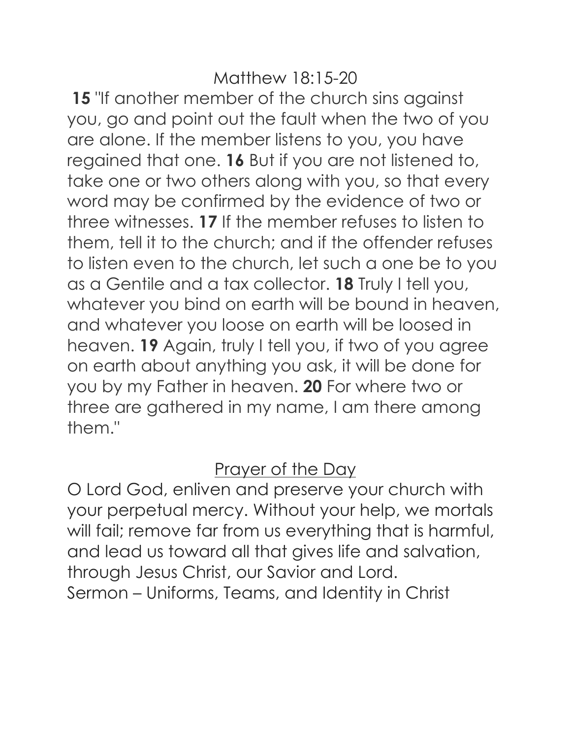## Matthew 18:15-20

**15** "If another member of the church sins against you, go and point out the fault when the two of you are alone. If the member listens to you, you have regained that one. **16** But if you are not listened to, take one or two others along with you, so that every word may be confirmed by the evidence of two or three witnesses. **17** If the member refuses to listen to them, tell it to the church; and if the offender refuses to listen even to the church, let such a one be to you as a Gentile and a tax collector. **18** Truly I tell you, whatever you bind on earth will be bound in heaven, and whatever you loose on earth will be loosed in heaven. **19** Again, truly I tell you, if two of you agree on earth about anything you ask, it will be done for you by my Father in heaven. **20** For where two or three are gathered in my name, I am there among them."

## Prayer of the Day

O Lord God, enliven and preserve your church with your perpetual mercy. Without your help, we mortals will fail; remove far from us everything that is harmful, and lead us toward all that gives life and salvation, through Jesus Christ, our Savior and Lord.

Sermon – Uniforms, Teams, and Identity in Christ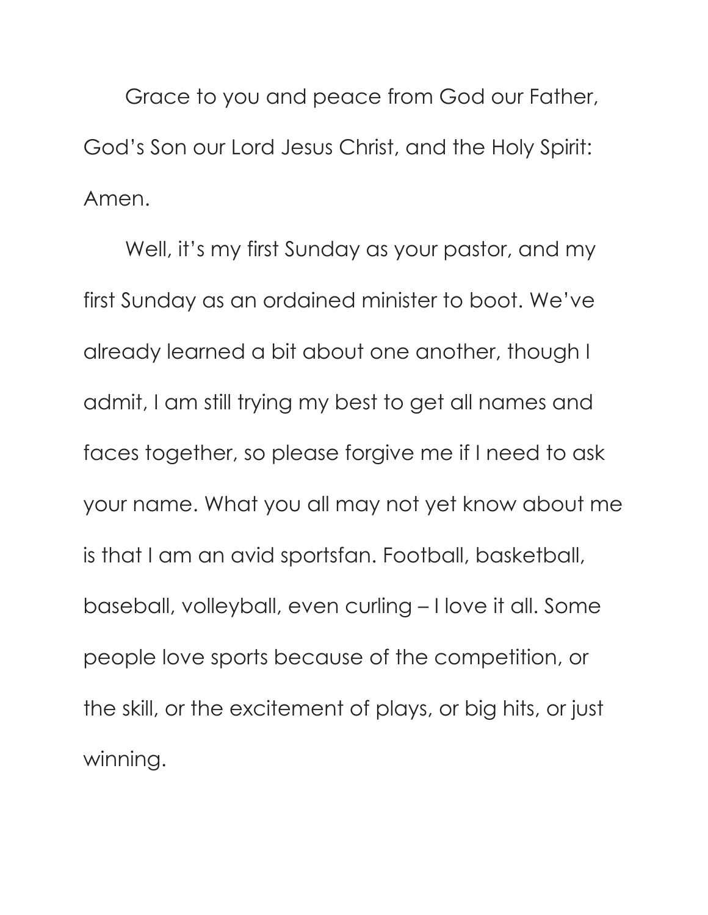Grace to you and peace from God our Father, God's Son our Lord Jesus Christ, and the Holy Spirit: Amen.

Well, it's my first Sunday as your pastor, and my first Sunday as an ordained minister to boot. We've already learned a bit about one another, though I admit, I am still trying my best to get all names and faces together, so please forgive me if I need to ask your name. What you all may not yet know about me is that I am an avid sportsfan. Football, basketball, baseball, volleyball, even curling – I love it all. Some people love sports because of the competition, or the skill, or the excitement of plays, or big hits, or just winning.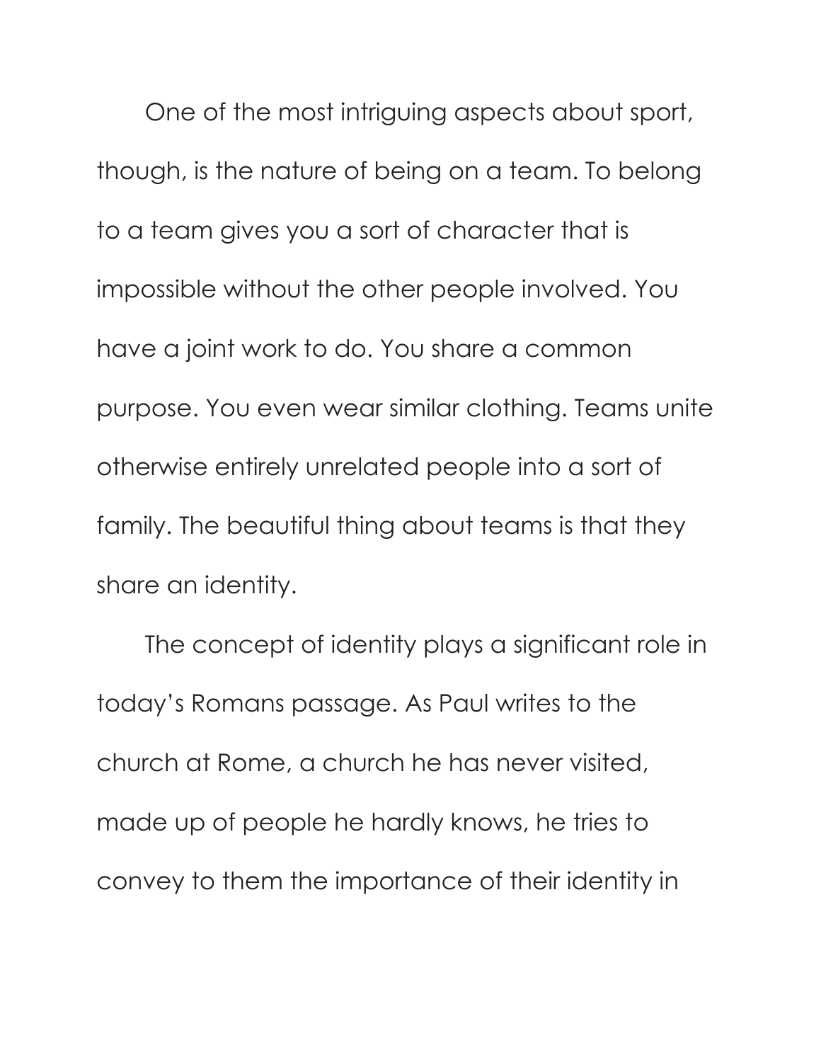One of the most intriguing aspects about sport, though, is the nature of being on a team. To belong to a team gives you a sort of character that is impossible without the other people involved. You have a joint work to do. You share a common purpose. You even wear similar clothing. Teams unite otherwise entirely unrelated people into a sort of family. The beautiful thing about teams is that they share an identity.

The concept of identity plays a significant role in today's Romans passage. As Paul writes to the church at Rome, a church he has never visited, made up of people he hardly knows, he tries to convey to them the importance of their identity in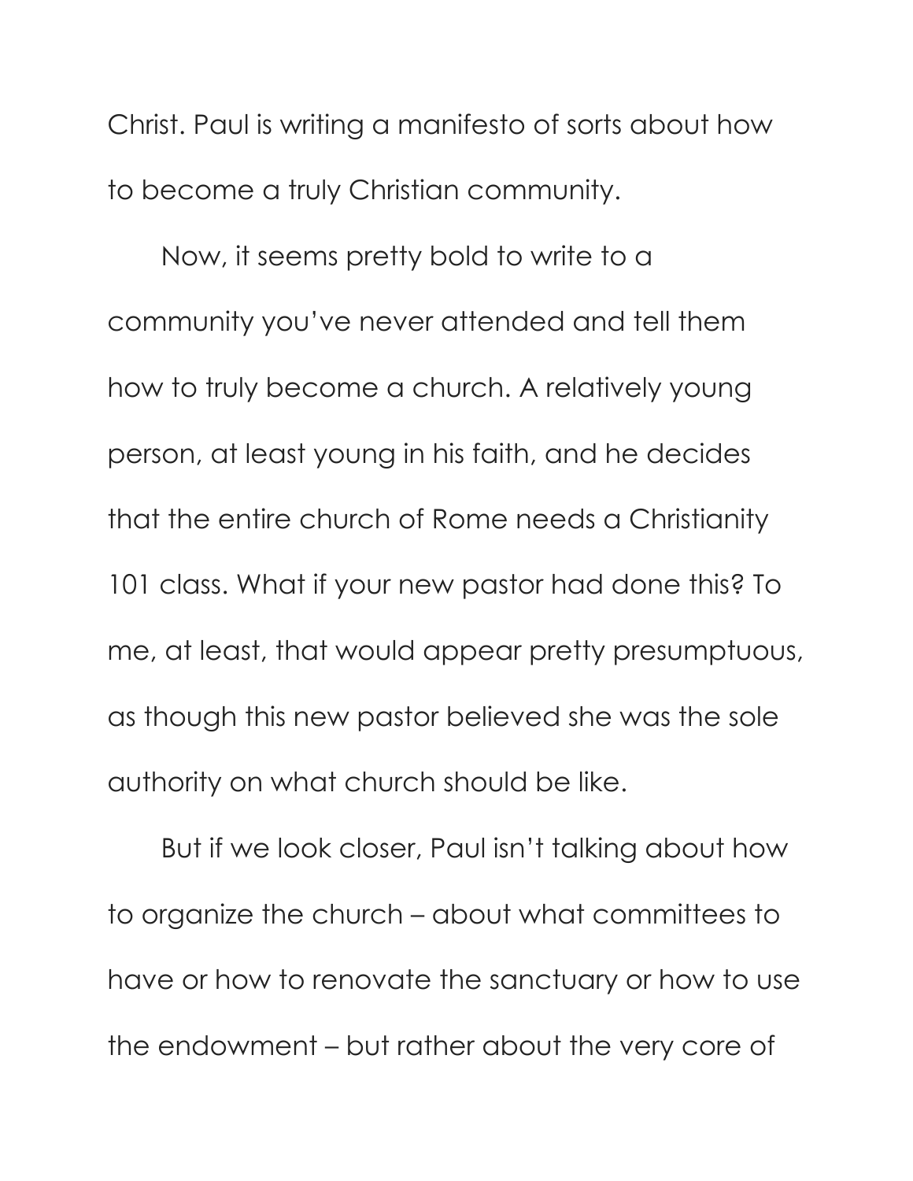Christ. Paul is writing a manifesto of sorts about how to become a truly Christian community.

Now, it seems pretty bold to write to a community you've never attended and tell them how to truly become a church. A relatively young person, at least young in his faith, and he decides that the entire church of Rome needs a Christianity 101 class. What if your new pastor had done this? To me, at least, that would appear pretty presumptuous, as though this new pastor believed she was the sole authority on what church should be like.

But if we look closer, Paul isn't talking about how to organize the church – about what committees to have or how to renovate the sanctuary or how to use the endowment – but rather about the very core of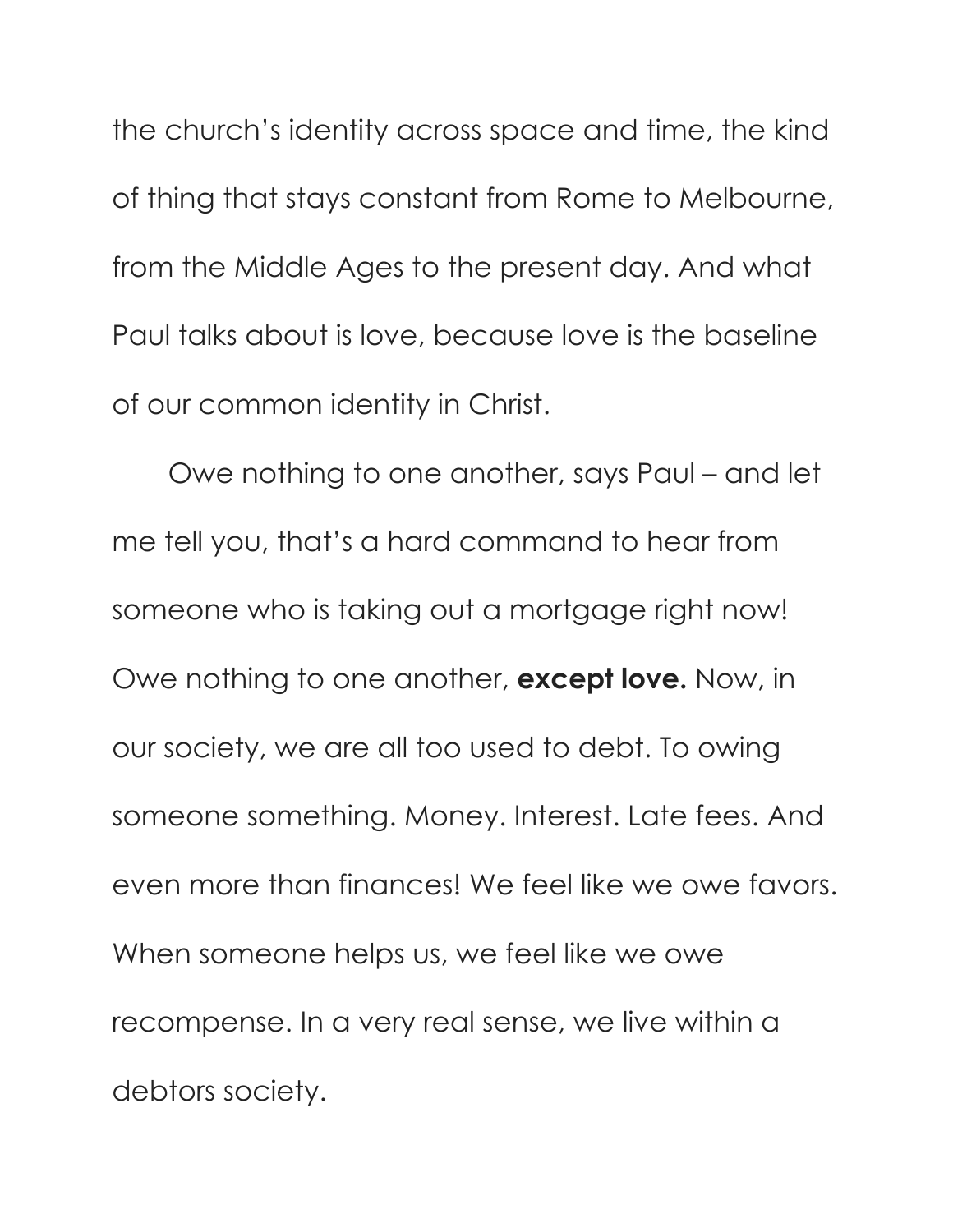the church's identity across space and time, the kind of thing that stays constant from Rome to Melbourne, from the Middle Ages to the present day. And what Paul talks about is love, because love is the baseline of our common identity in Christ.

Owe nothing to one another, says Paul – and let me tell you, that's a hard command to hear from someone who is taking out a mortgage right now! Owe nothing to one another, **except love.** Now, in our society, we are all too used to debt. To owing someone something. Money. Interest. Late fees. And even more than finances! We feel like we owe favors. When someone helps us, we feel like we owe recompense. In a very real sense, we live within a debtors society.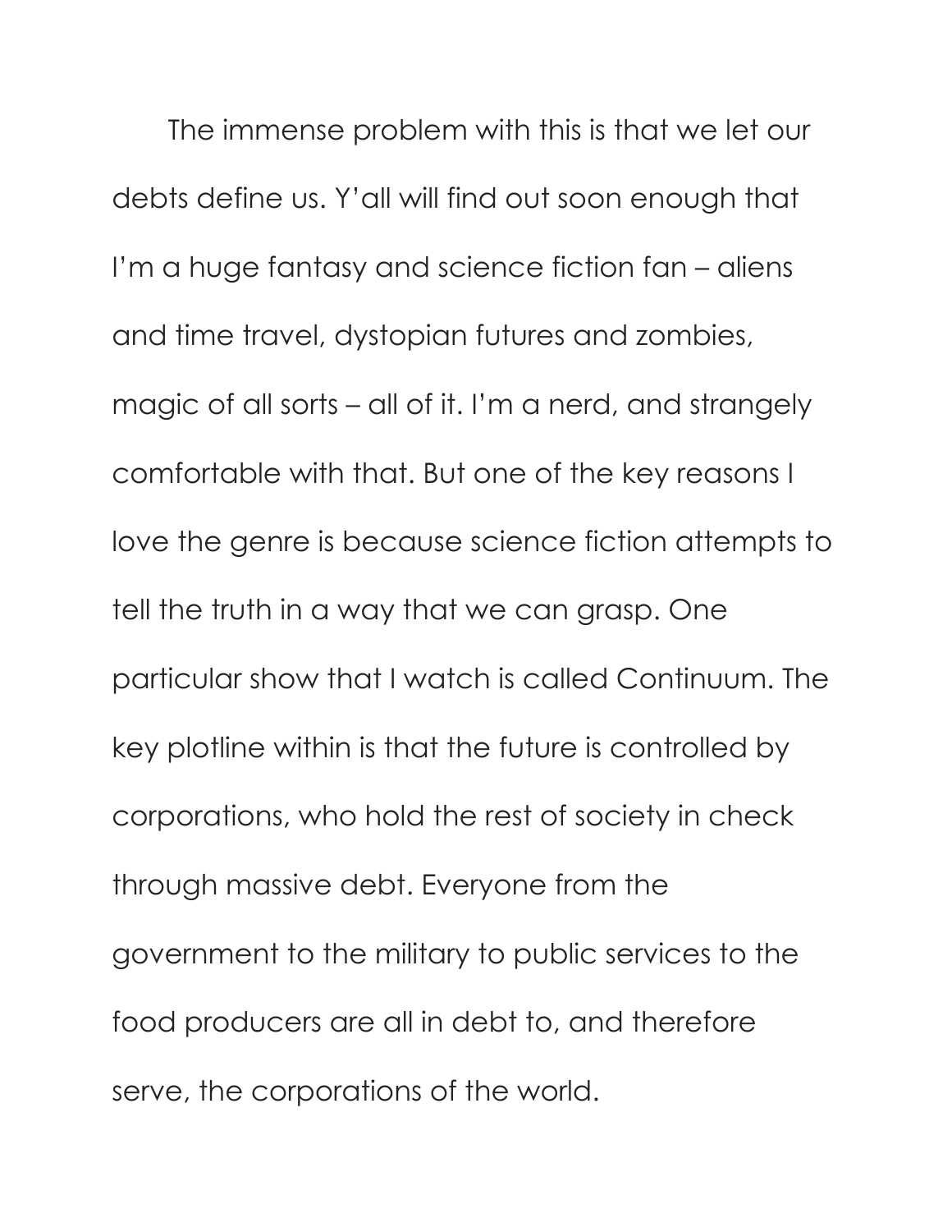The immense problem with this is that we let our debts define us. Y'all will find out soon enough that I'm a huge fantasy and science fiction fan – aliens and time travel, dystopian futures and zombies, magic of all sorts – all of it. I'm a nerd, and strangely comfortable with that. But one of the key reasons I love the genre is because science fiction attempts to tell the truth in a way that we can grasp. One particular show that I watch is called Continuum. The key plotline within is that the future is controlled by corporations, who hold the rest of society in check through massive debt. Everyone from the government to the military to public services to the food producers are all in debt to, and therefore serve, the corporations of the world.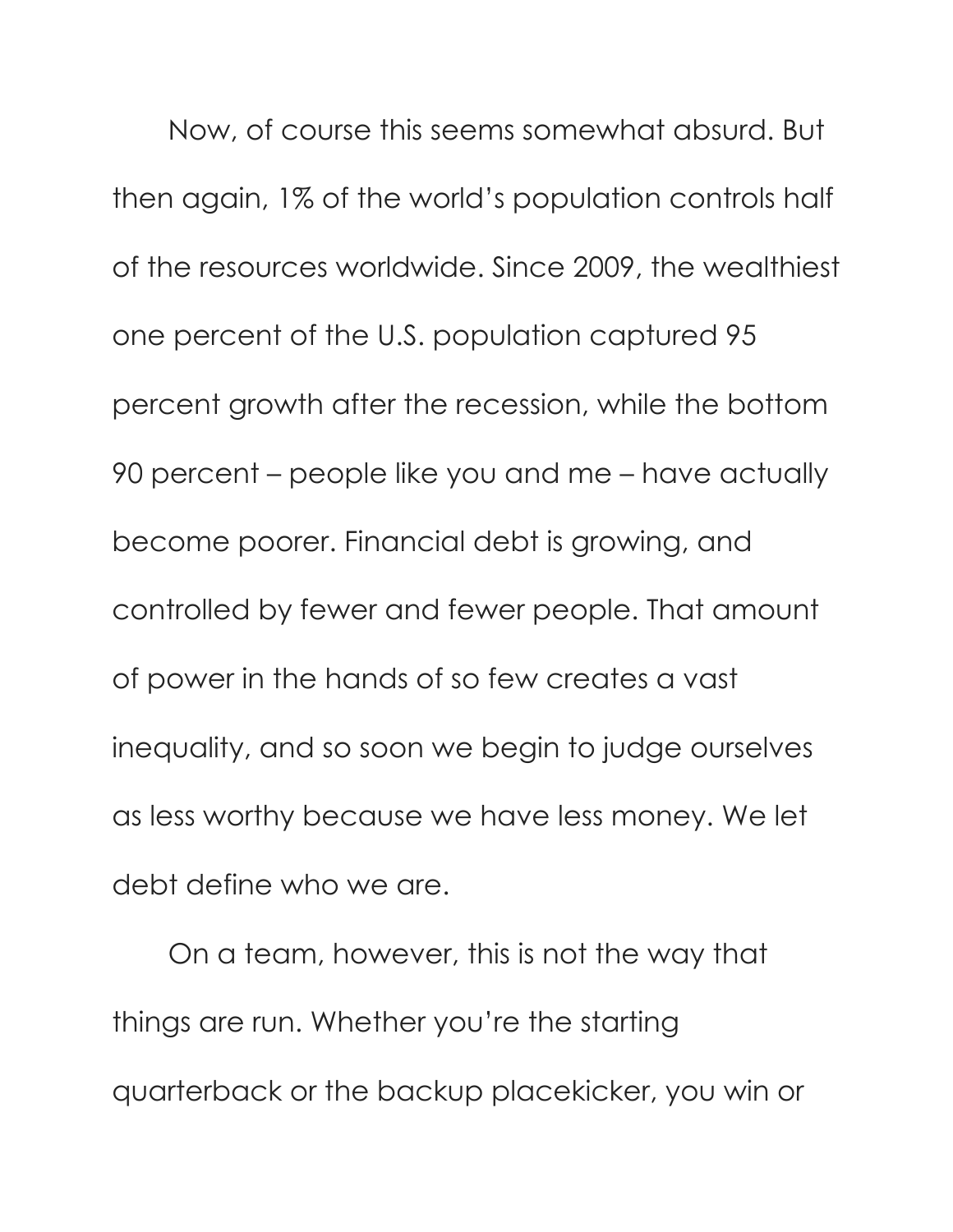Now, of course this seems somewhat absurd. But then again, 1% of the world's population controls half of the resources worldwide. Since 2009, the wealthiest one percent of the U.S. population captured 95 percent growth after the recession, while the bottom 90 percent – people like you and me – have actually become poorer. Financial debt is growing, and controlled by fewer and fewer people. That amount of power in the hands of so few creates a vast inequality, and so soon we begin to judge ourselves as less worthy because we have less money. We let debt define who we are.

On a team, however, this is not the way that things are run. Whether you're the starting quarterback or the backup placekicker, you win or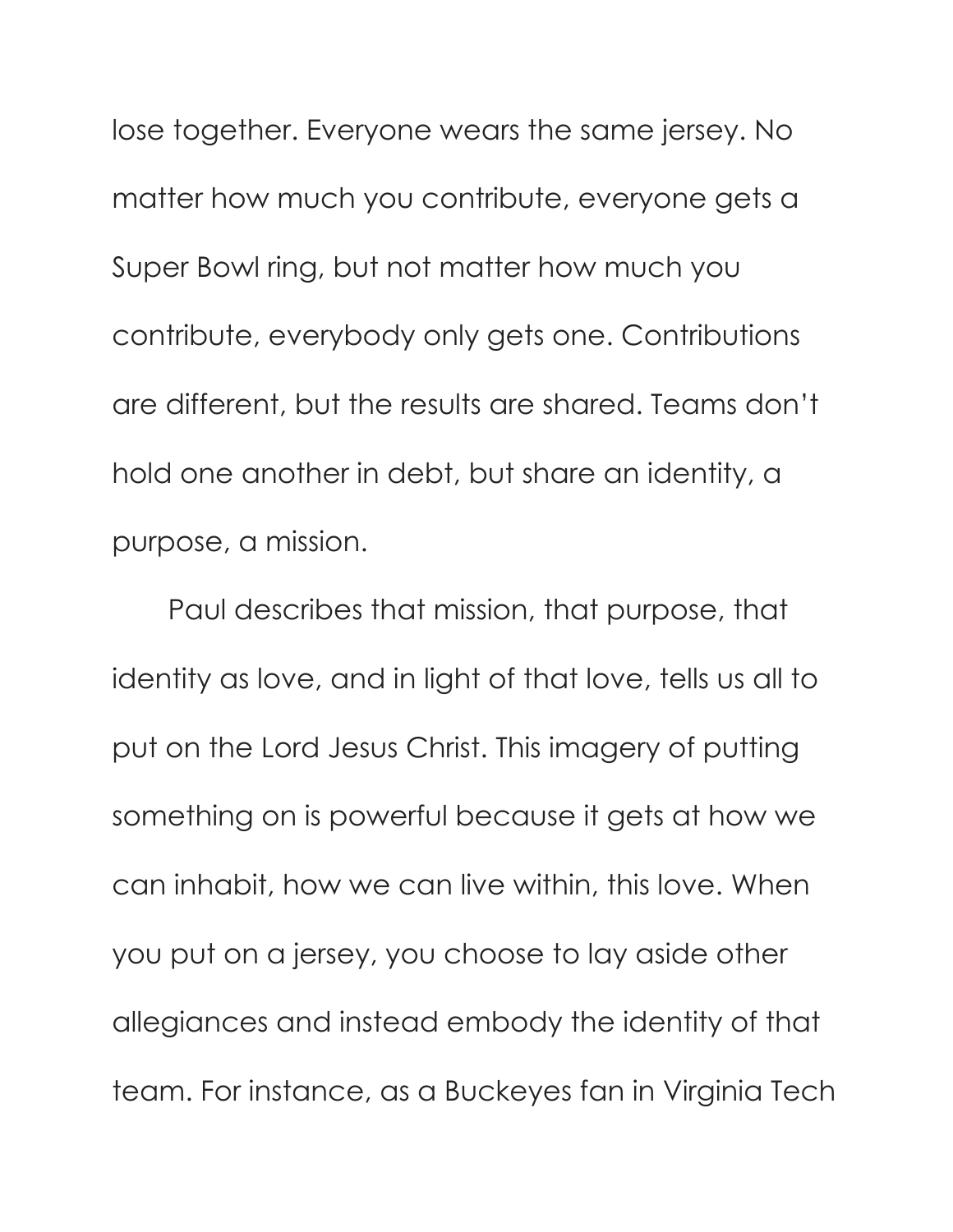lose together. Everyone wears the same jersey. No matter how much you contribute, everyone gets a Super Bowl ring, but not matter how much you contribute, everybody only gets one. Contributions are different, but the results are shared. Teams don't hold one another in debt, but share an identity, a purpose, a mission.

Paul describes that mission, that purpose, that identity as love, and in light of that love, tells us all to put on the Lord Jesus Christ. This imagery of putting something on is powerful because it gets at how we can inhabit, how we can live within, this love. When you put on a jersey, you choose to lay aside other allegiances and instead embody the identity of that team. For instance, as a Buckeyes fan in Virginia Tech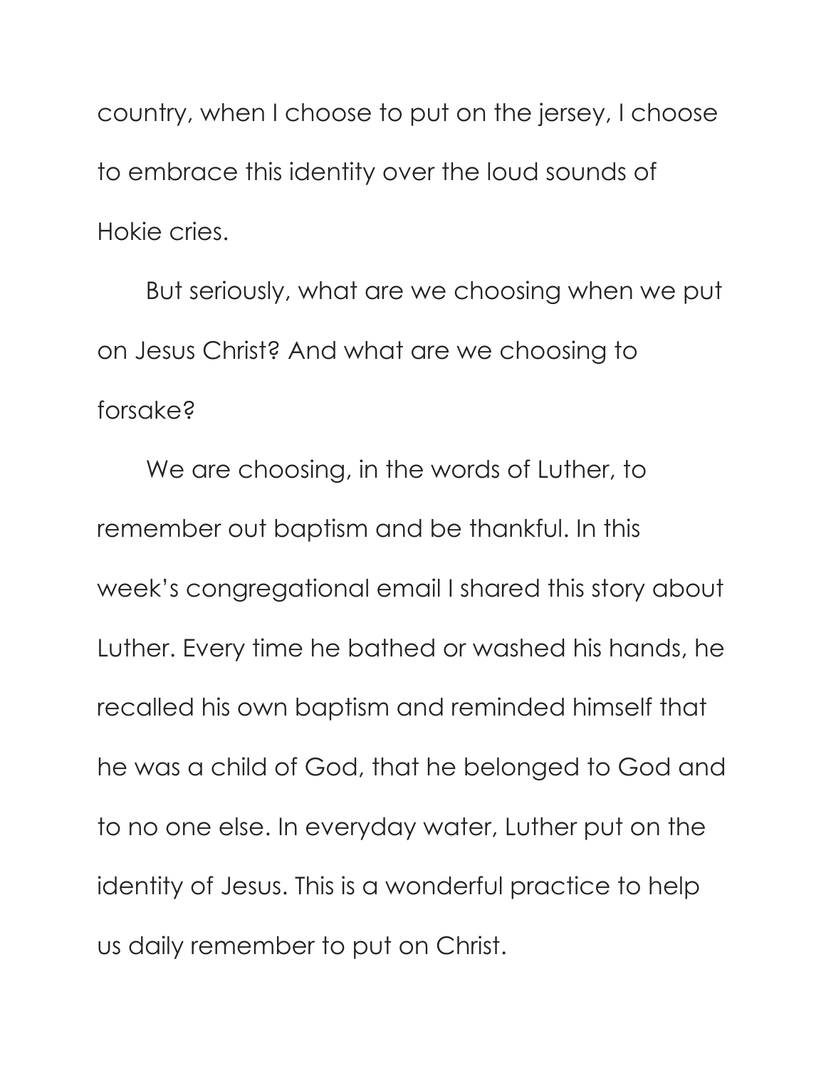country, when I choose to put on the jersey, I choose to embrace this identity over the loud sounds of Hokie cries.

But seriously, what are we choosing when we put on Jesus Christ? And what are we choosing to forsake?

We are choosing, in the words of Luther, to remember out baptism and be thankful. In this week's congregational email I shared this story about Luther. Every time he bathed or washed his hands, he recalled his own baptism and reminded himself that he was a child of God, that he belonged to God and to no one else. In everyday water, Luther put on the identity of Jesus. This is a wonderful practice to help us daily remember to put on Christ.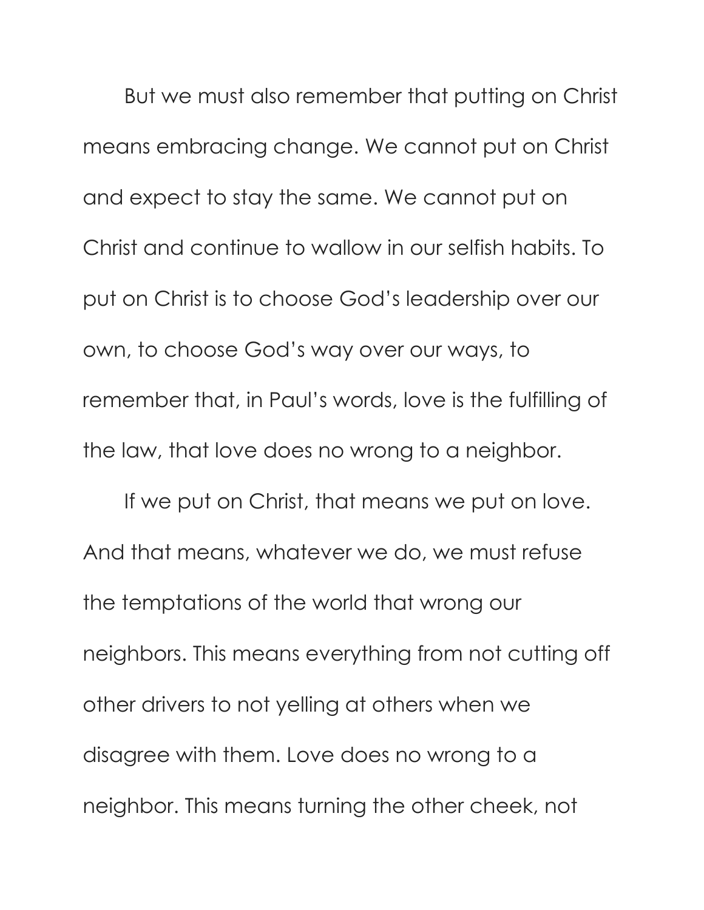But we must also remember that putting on Christ means embracing change. We cannot put on Christ and expect to stay the same. We cannot put on Christ and continue to wallow in our selfish habits. To put on Christ is to choose God's leadership over our own, to choose God's way over our ways, to remember that, in Paul's words, love is the fulfilling of the law, that love does no wrong to a neighbor.

If we put on Christ, that means we put on love. And that means, whatever we do, we must refuse the temptations of the world that wrong our neighbors. This means everything from not cutting off other drivers to not yelling at others when we disagree with them. Love does no wrong to a neighbor. This means turning the other cheek, not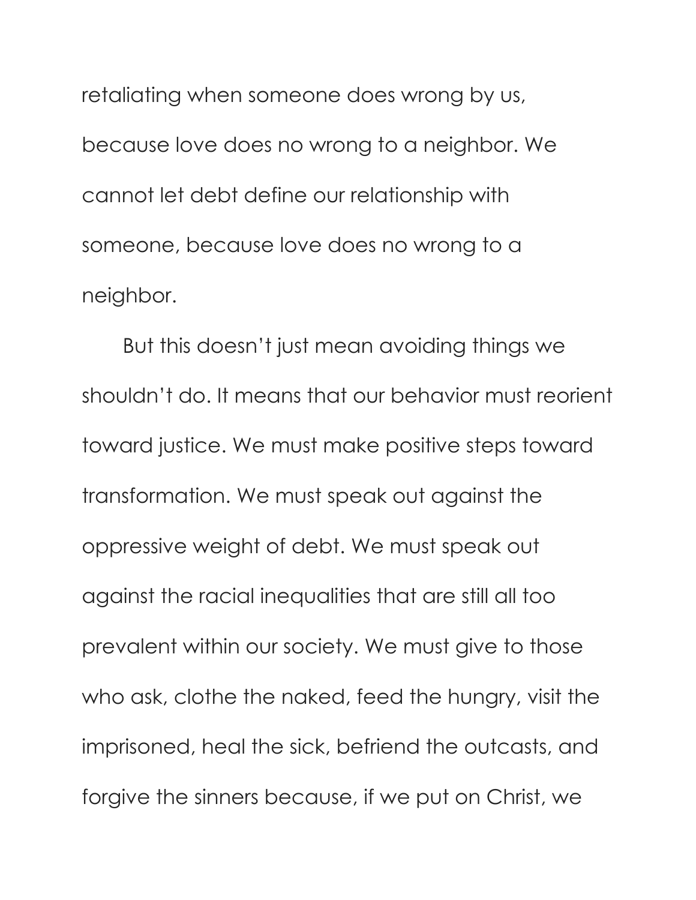retaliating when someone does wrong by us, because love does no wrong to a neighbor. We cannot let debt define our relationship with someone, because love does no wrong to a neighbor.

But this doesn't just mean avoiding things we shouldn't do. It means that our behavior must reorient toward justice. We must make positive steps toward transformation. We must speak out against the oppressive weight of debt. We must speak out against the racial inequalities that are still all too prevalent within our society. We must give to those who ask, clothe the naked, feed the hungry, visit the imprisoned, heal the sick, befriend the outcasts, and forgive the sinners because, if we put on Christ, we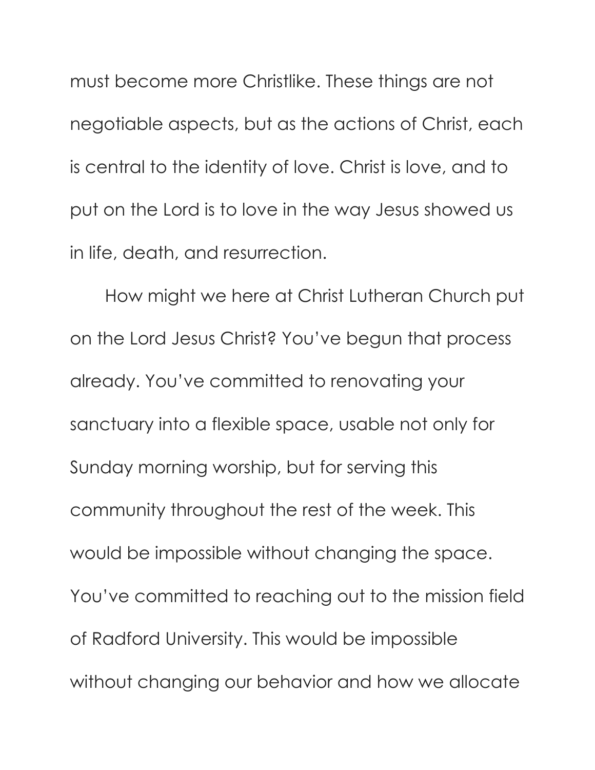must become more Christlike. These things are not negotiable aspects, but as the actions of Christ, each is central to the identity of love. Christ is love, and to put on the Lord is to love in the way Jesus showed us in life, death, and resurrection.

How might we here at Christ Lutheran Church put on the Lord Jesus Christ? You've begun that process already. You've committed to renovating your sanctuary into a flexible space, usable not only for Sunday morning worship, but for serving this community throughout the rest of the week. This would be impossible without changing the space. You've committed to reaching out to the mission field of Radford University. This would be impossible without changing our behavior and how we allocate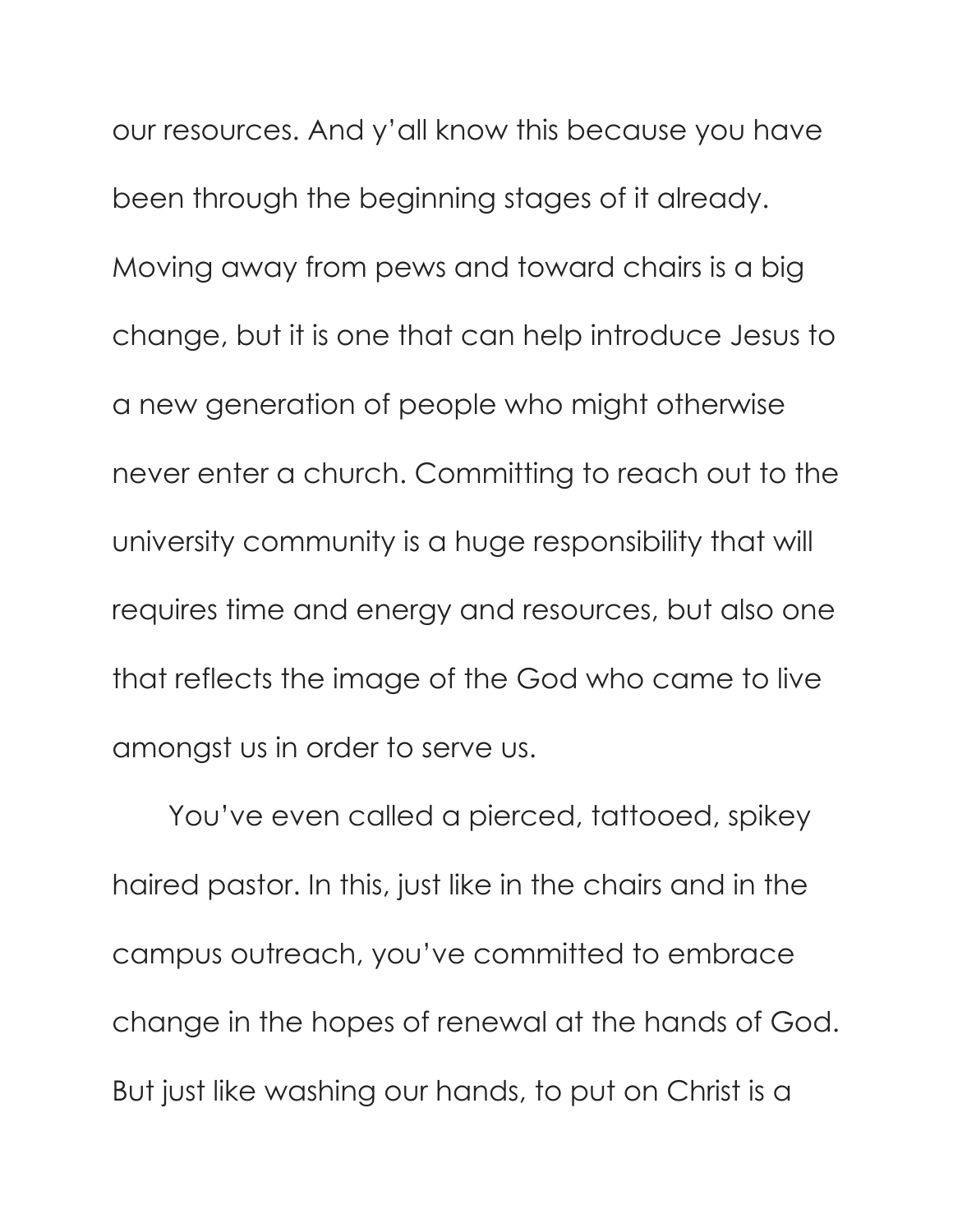our resources. And y'all know this because you have been through the beginning stages of it already. Moving away from pews and toward chairs is a big change, but it is one that can help introduce Jesus to a new generation of people who might otherwise never enter a church. Committing to reach out to the university community is a huge responsibility that will requires time and energy and resources, but also one that reflects the image of the God who came to live amongst us in order to serve us.

You've even called a pierced, tattooed, spikey haired pastor. In this, just like in the chairs and in the campus outreach, you've committed to embrace change in the hopes of renewal at the hands of God. But just like washing our hands, to put on Christ is a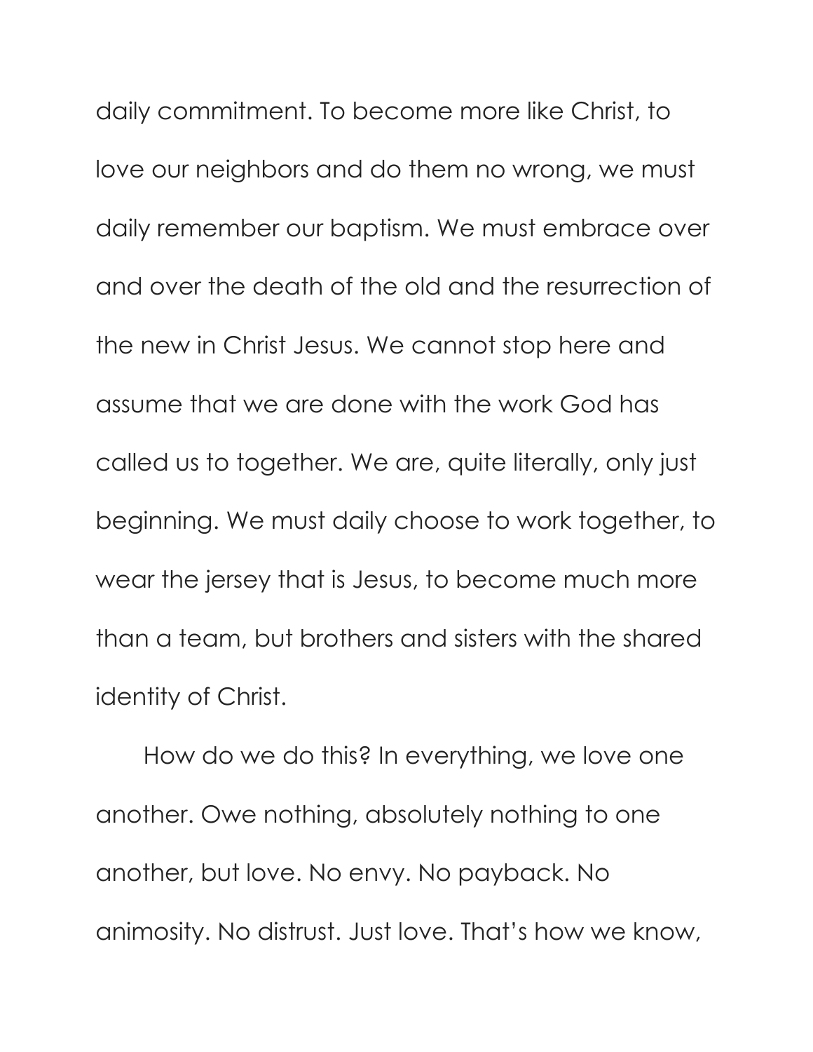daily commitment. To become more like Christ, to love our neighbors and do them no wrong, we must daily remember our baptism. We must embrace over and over the death of the old and the resurrection of the new in Christ Jesus. We cannot stop here and assume that we are done with the work God has called us to together. We are, quite literally, only just beginning. We must daily choose to work together, to wear the jersey that is Jesus, to become much more than a team, but brothers and sisters with the shared identity of Christ.

How do we do this? In everything, we love one another. Owe nothing, absolutely nothing to one another, but love. No envy. No payback. No animosity. No distrust. Just love. That's how we know,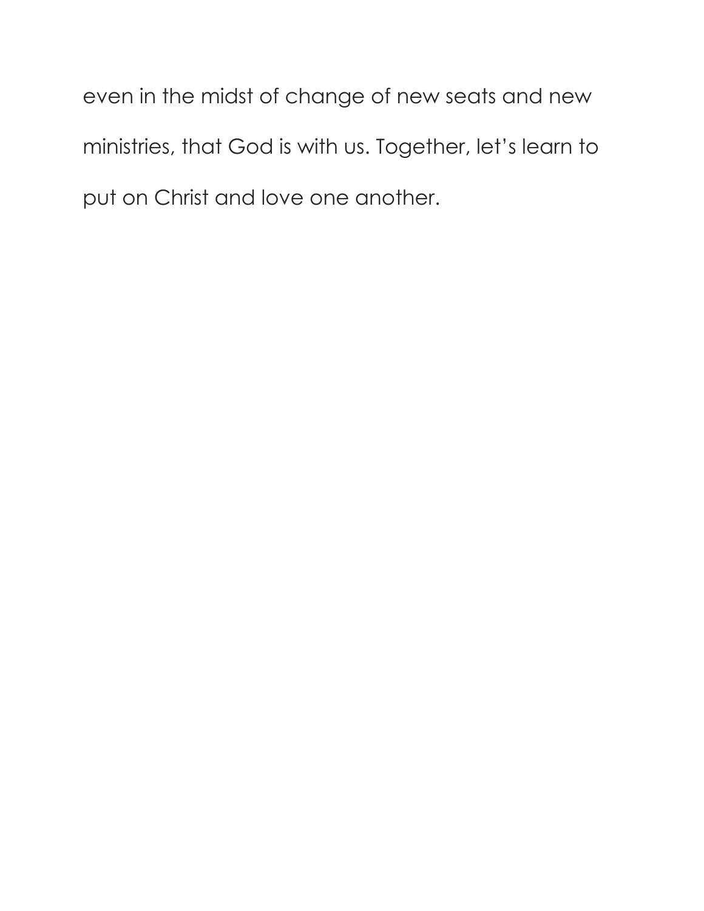even in the midst of change of new seats and new ministries, that God is with us. Together, let's learn to put on Christ and love one another.